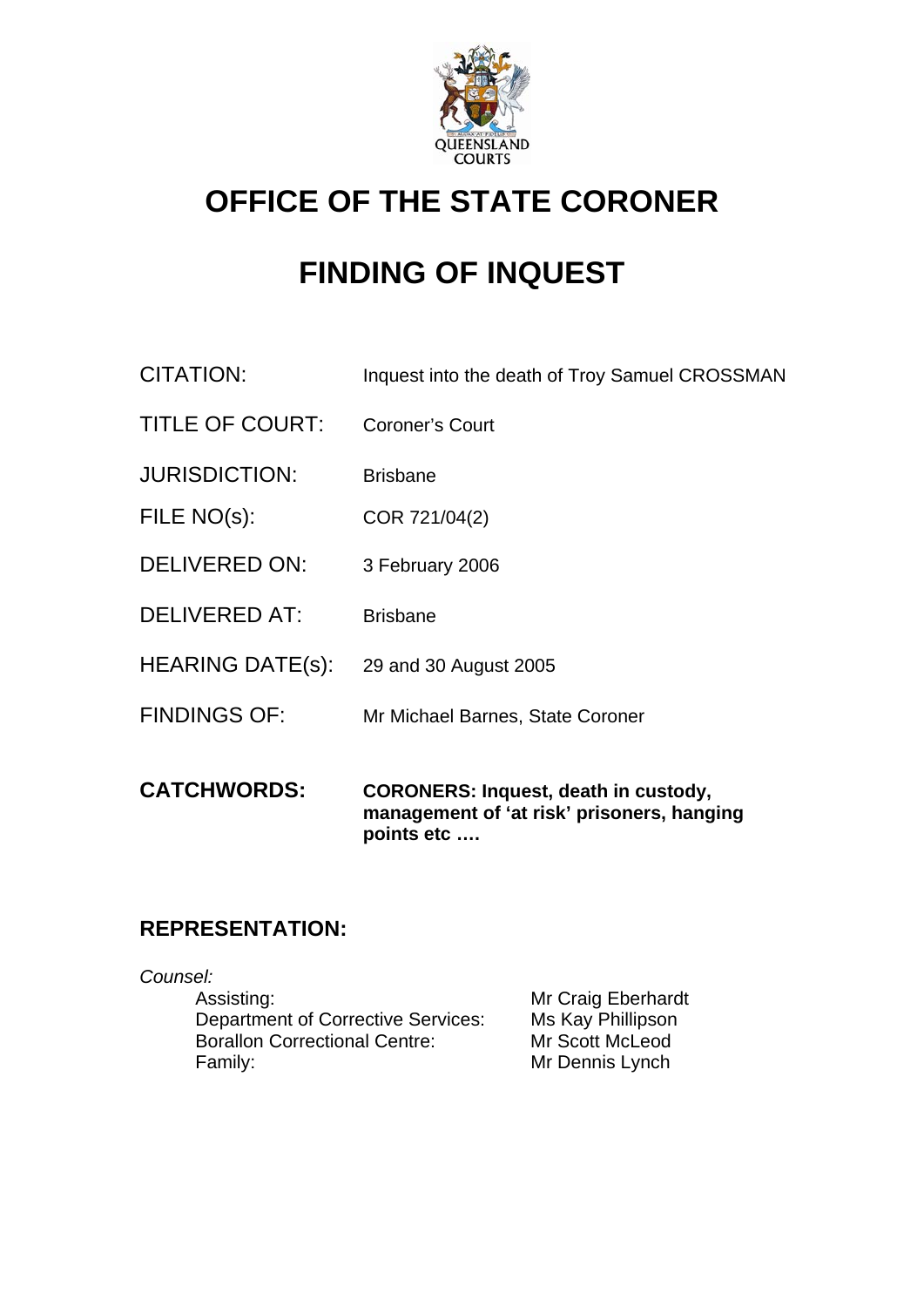QUEENSLAND COURTS

# OFFICE OF THE STATE CORONER

# FINDING OF INQUEST

| | |
|---|---|
| CITATION: | Inquest into the death of Troy Samuel CROSSMAN |
| TITLE OF COURT: | Coroner's Court |
| JURISDICTION: | Brisbane |
| FILE NO(s): | COR 721/04(2) |
| DELIVERED ON: | 3 February 2006 |
| DELIVERED AT: | Brisbane |
| HEARING DATE(s): | 29 and 30 August 2005 |
| FINDINGS OF: | Mr Michael Barnes, State Coroner |
| **CATCHWORDS:** | **CORONERS: Inquest, death in custody, management of 'at risk' prisoners, hanging points etc ….** |

## REPRESENTATION:

*Counsel:*

| | |
|---|---|
| Assisting: | Mr Craig Eberhardt |
| Department of Corrective Services: | Ms Kay Phillipson |
| Borallon Correctional Centre: | Mr Scott McLeod |
| Family: | Mr Dennis Lynch |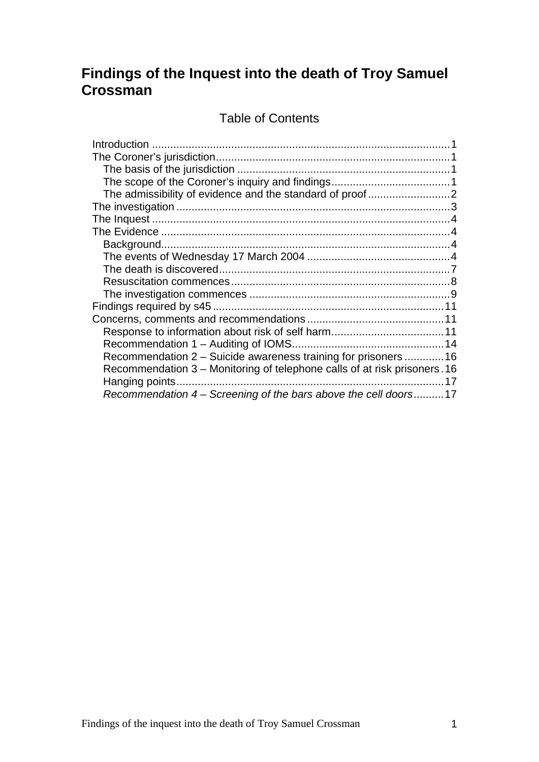# Findings of the Inquest into the death of Troy Samuel Crossman

## Table of Contents

- Introduction .......... 1
- The Coroner's jurisdiction .......... 1
  - The basis of the jurisdiction .......... 1
  - The scope of the Coroner's inquiry and findings .......... 1
  - The admissibility of evidence and the standard of proof .......... 2
- The investigation .......... 3
- The Inquest .......... 4
- The Evidence .......... 4
  - Background .......... 4
  - The events of Wednesday 17 March 2004 .......... 4
  - The death is discovered .......... 7
  - Resuscitation commences .......... 8
  - The investigation commences .......... 9
- Findings required by s45 .......... 11
- Concerns, comments and recommendations .......... 11
  - Response to information about risk of self harm. .......... 11
  - Recommendation 1 – Auditing of IOMS .......... 14
  - Recommendation 2 – Suicide awareness training for prisoners .......... 16
  - Recommendation 3 – Monitoring of telephone calls of at risk prisoners .......... 16
  - Hanging points .......... 17
  - *Recommendation 4 – Screening of the bars above the cell doors* .......... 17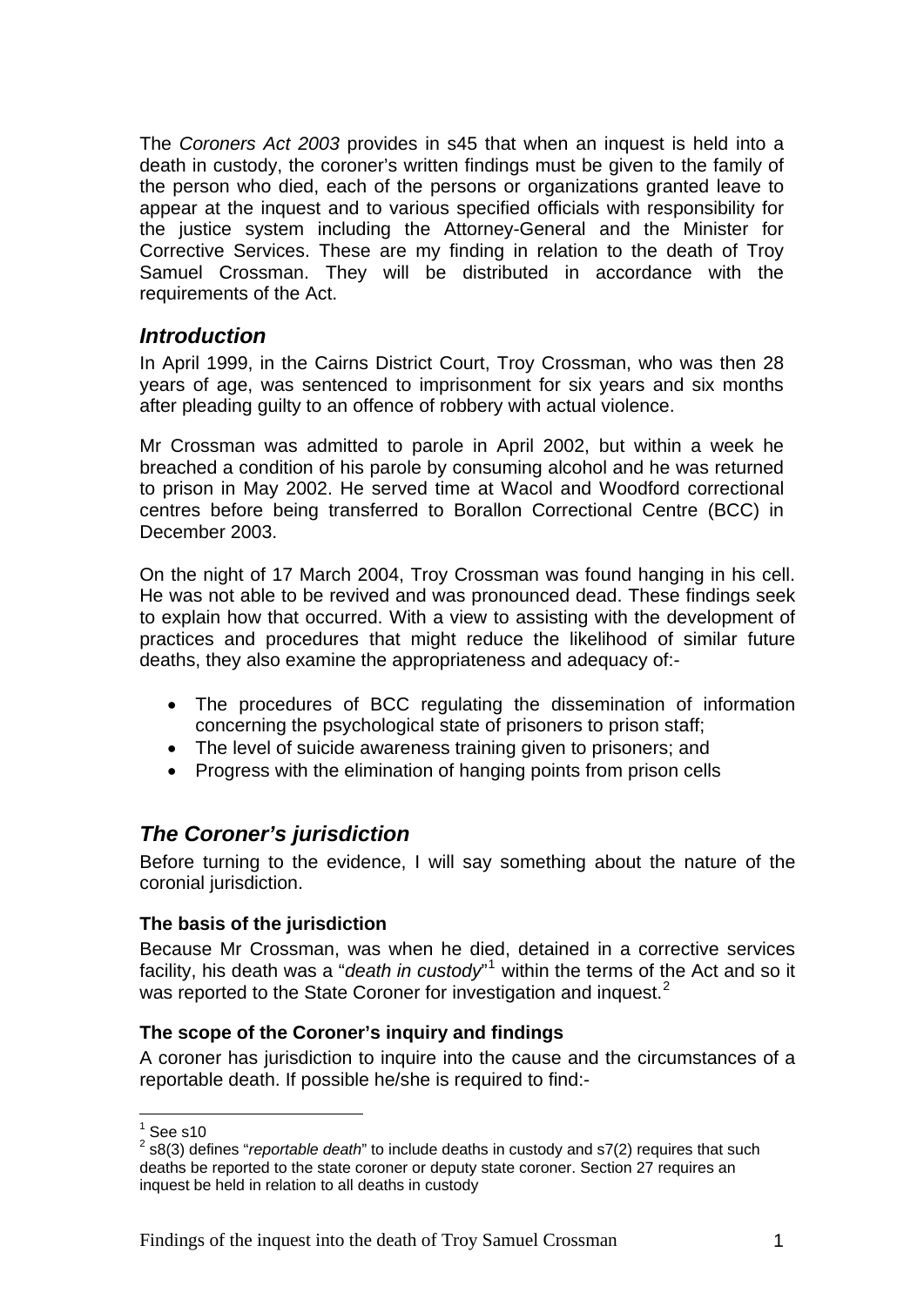The *Coroners Act 2003* provides in s45 that when an inquest is held into a death in custody, the coroner's written findings must be given to the family of the person who died, each of the persons or organizations granted leave to appear at the inquest and to various specified officials with responsibility for the justice system including the Attorney-General and the Minister for Corrective Services. These are my finding in relation to the death of Troy Samuel Crossman. They will be distributed in accordance with the requirements of the Act.

## *Introduction*

In April 1999, in the Cairns District Court, Troy Crossman, who was then 28 years of age, was sentenced to imprisonment for six years and six months after pleading guilty to an offence of robbery with actual violence.

Mr Crossman was admitted to parole in April 2002, but within a week he breached a condition of his parole by consuming alcohol and he was returned to prison in May 2002. He served time at Wacol and Woodford correctional centres before being transferred to Borallon Correctional Centre (BCC) in December 2003.

On the night of 17 March 2004, Troy Crossman was found hanging in his cell. He was not able to be revived and was pronounced dead. These findings seek to explain how that occurred. With a view to assisting with the development of practices and procedures that might reduce the likelihood of similar future deaths, they also examine the appropriateness and adequacy of:-

- The procedures of BCC regulating the dissemination of information concerning the psychological state of prisoners to prison staff;
- The level of suicide awareness training given to prisoners; and
- Progress with the elimination of hanging points from prison cells

## *The Coroner's jurisdiction*

Before turning to the evidence, I will say something about the nature of the coronial jurisdiction.

### The basis of the jurisdiction

Because Mr Crossman, was when he died, detained in a corrective services facility, his death was a "*death in custody*"[1] within the terms of the Act and so it was reported to the State Coroner for investigation and inquest.[2]

### The scope of the Coroner's inquiry and findings

A coroner has jurisdiction to inquire into the cause and the circumstances of a reportable death. If possible he/she is required to find:-

---

[1] See s10

[2] s8(3) defines "*reportable death*" to include deaths in custody and s7(2) requires that such deaths be reported to the state coroner or deputy state coroner. Section 27 requires an inquest be held in relation to all deaths in custody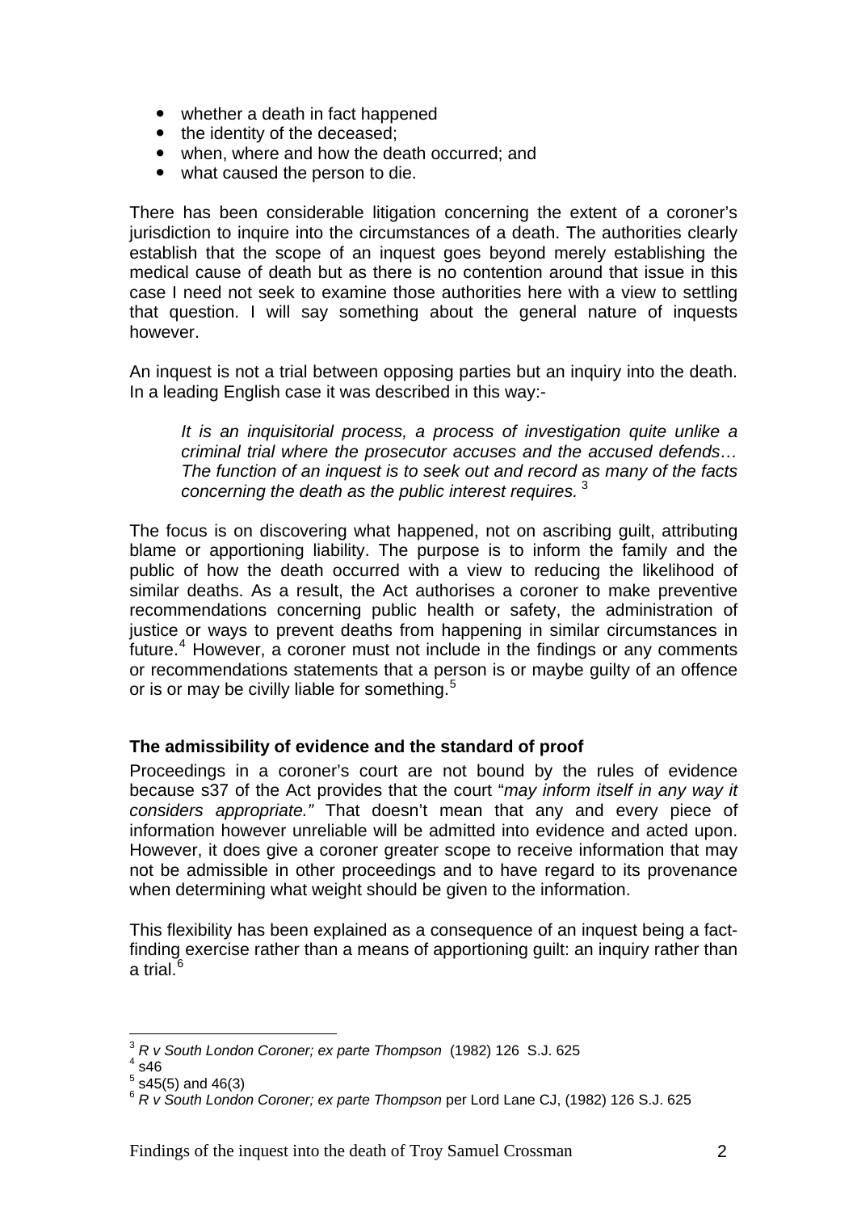- whether a death in fact happened
- the identity of the deceased;
- when, where and how the death occurred; and
- what caused the person to die.

There has been considerable litigation concerning the extent of a coroner's jurisdiction to inquire into the circumstances of a death. The authorities clearly establish that the scope of an inquest goes beyond merely establishing the medical cause of death but as there is no contention around that issue in this case I need not seek to examine those authorities here with a view to settling that question. I will say something about the general nature of inquests however.

An inquest is not a trial between opposing parties but an inquiry into the death. In a leading English case it was described in this way:-

> *It is an inquisitorial process, a process of investigation quite unlike a criminal trial where the prosecutor accuses and the accused defends… The function of an inquest is to seek out and record as many of the facts concerning the death as the public interest requires.* [3]

The focus is on discovering what happened, not on ascribing guilt, attributing blame or apportioning liability. The purpose is to inform the family and the public of how the death occurred with a view to reducing the likelihood of similar deaths. As a result, the Act authorises a coroner to make preventive recommendations concerning public health or safety, the administration of justice or ways to prevent deaths from happening in similar circumstances in future.[4] However, a coroner must not include in the findings or any comments or recommendations statements that a person is or maybe guilty of an offence or is or may be civilly liable for something.[5]

### The admissibility of evidence and the standard of proof

Proceedings in a coroner's court are not bound by the rules of evidence because s37 of the Act provides that the court "*may inform itself in any way it considers appropriate.*" That doesn't mean that any and every piece of information however unreliable will be admitted into evidence and acted upon. However, it does give a coroner greater scope to receive information that may not be admissible in other proceedings and to have regard to its provenance when determining what weight should be given to the information.

This flexibility has been explained as a consequence of an inquest being a fact-finding exercise rather than a means of apportioning guilt: an inquiry rather than a trial.[6]

---

[3] *R v South London Coroner; ex parte Thompson* (1982) 126 S.J. 625

[4] s46

[5] s45(5) and 46(3)

[6] *R v South London Coroner; ex parte Thompson* per Lord Lane CJ, (1982) 126 S.J. 625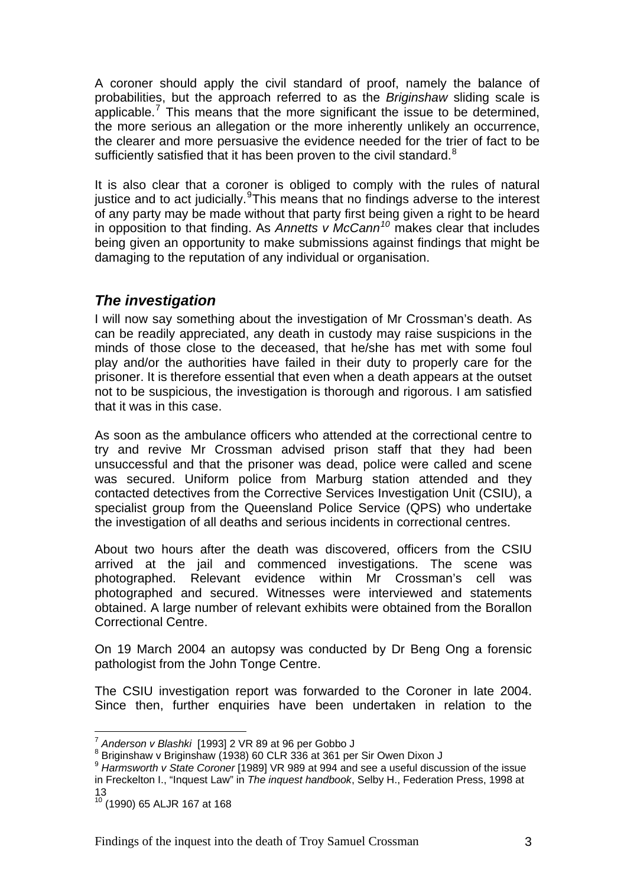A coroner should apply the civil standard of proof, namely the balance of probabilities, but the approach referred to as the *Briginshaw* sliding scale is applicable.[7] This means that the more significant the issue to be determined, the more serious an allegation or the more inherently unlikely an occurrence, the clearer and more persuasive the evidence needed for the trier of fact to be sufficiently satisfied that it has been proven to the civil standard.[8]

It is also clear that a coroner is obliged to comply with the rules of natural justice and to act judicially.[9]This means that no findings adverse to the interest of any party may be made without that party first being given a right to be heard in opposition to that finding. As *Annetts v McCann*[10] makes clear that includes being given an opportunity to make submissions against findings that might be damaging to the reputation of any individual or organisation.

## *The investigation*

I will now say something about the investigation of Mr Crossman's death. As can be readily appreciated, any death in custody may raise suspicions in the minds of those close to the deceased, that he/she has met with some foul play and/or the authorities have failed in their duty to properly care for the prisoner. It is therefore essential that even when a death appears at the outset not to be suspicious, the investigation is thorough and rigorous. I am satisfied that it was in this case.

As soon as the ambulance officers who attended at the correctional centre to try and revive Mr Crossman advised prison staff that they had been unsuccessful and that the prisoner was dead, police were called and scene was secured. Uniform police from Marburg station attended and they contacted detectives from the Corrective Services Investigation Unit (CSIU), a specialist group from the Queensland Police Service (QPS) who undertake the investigation of all deaths and serious incidents in correctional centres.

About two hours after the death was discovered, officers from the CSIU arrived at the jail and commenced investigations. The scene was photographed. Relevant evidence within Mr Crossman's cell was photographed and secured. Witnesses were interviewed and statements obtained. A large number of relevant exhibits were obtained from the Borallon Correctional Centre.

On 19 March 2004 an autopsy was conducted by Dr Beng Ong a forensic pathologist from the John Tonge Centre.

The CSIU investigation report was forwarded to the Coroner in late 2004. Since then, further enquiries have been undertaken in relation to the

---

[7] *Anderson v Blashki* [1993] 2 VR 89 at 96 per Gobbo J

[8] Briginshaw v Briginshaw (1938) 60 CLR 336 at 361 per Sir Owen Dixon J

[9] *Harmsworth v State Coroner* [1989] VR 989 at 994 and see a useful discussion of the issue in Freckelton I., "Inquest Law" in *The inquest handbook*, Selby H., Federation Press, 1998 at 13

[10] (1990) 65 ALJR 167 at 168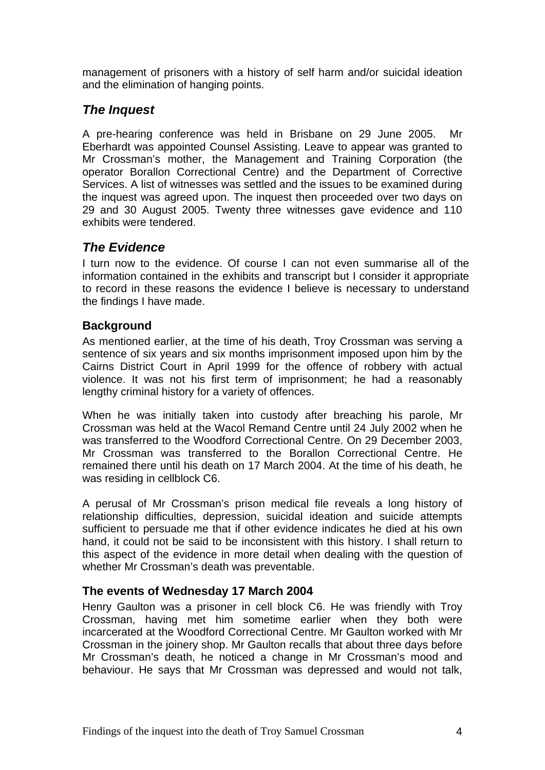management of prisoners with a history of self harm and/or suicidal ideation and the elimination of hanging points.

## *The Inquest*

A pre-hearing conference was held in Brisbane on 29 June 2005. Mr Eberhardt was appointed Counsel Assisting. Leave to appear was granted to Mr Crossman's mother, the Management and Training Corporation (the operator Borallon Correctional Centre) and the Department of Corrective Services. A list of witnesses was settled and the issues to be examined during the inquest was agreed upon. The inquest then proceeded over two days on 29 and 30 August 2005. Twenty three witnesses gave evidence and 110 exhibits were tendered.

## *The Evidence*

I turn now to the evidence. Of course I can not even summarise all of the information contained in the exhibits and transcript but I consider it appropriate to record in these reasons the evidence I believe is necessary to understand the findings I have made.

### **Background**

As mentioned earlier, at the time of his death, Troy Crossman was serving a sentence of six years and six months imprisonment imposed upon him by the Cairns District Court in April 1999 for the offence of robbery with actual violence. It was not his first term of imprisonment; he had a reasonably lengthy criminal history for a variety of offences.

When he was initially taken into custody after breaching his parole, Mr Crossman was held at the Wacol Remand Centre until 24 July 2002 when he was transferred to the Woodford Correctional Centre. On 29 December 2003, Mr Crossman was transferred to the Borallon Correctional Centre. He remained there until his death on 17 March 2004. At the time of his death, he was residing in cellblock C6.

A perusal of Mr Crossman's prison medical file reveals a long history of relationship difficulties, depression, suicidal ideation and suicide attempts sufficient to persuade me that if other evidence indicates he died at his own hand, it could not be said to be inconsistent with this history. I shall return to this aspect of the evidence in more detail when dealing with the question of whether Mr Crossman's death was preventable.

### **The events of Wednesday 17 March 2004**

Henry Gaulton was a prisoner in cell block C6. He was friendly with Troy Crossman, having met him sometime earlier when they both were incarcerated at the Woodford Correctional Centre. Mr Gaulton worked with Mr Crossman in the joinery shop. Mr Gaulton recalls that about three days before Mr Crossman's death, he noticed a change in Mr Crossman's mood and behaviour. He says that Mr Crossman was depressed and would not talk,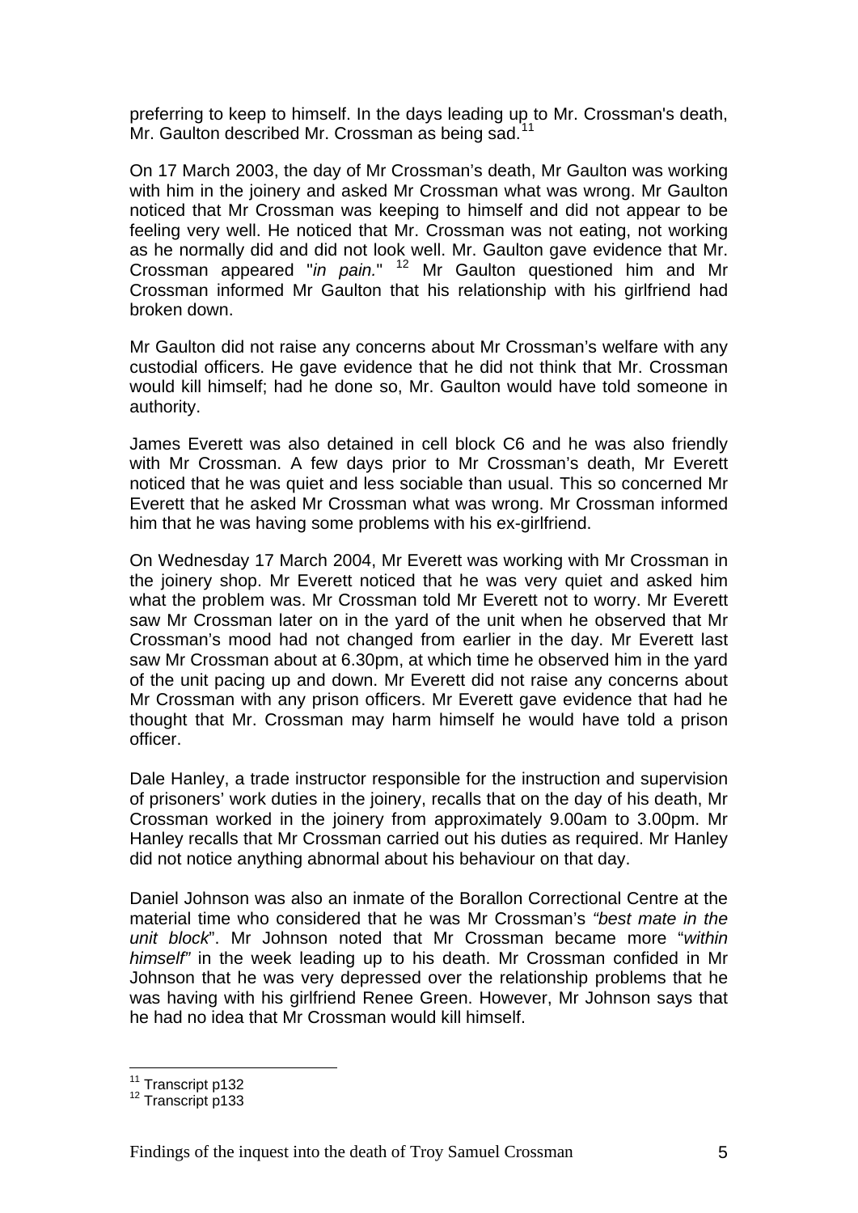preferring to keep to himself. In the days leading up to Mr. Crossman's death, Mr. Gaulton described Mr. Crossman as being sad.[11]

On 17 March 2003, the day of Mr Crossman's death, Mr Gaulton was working with him in the joinery and asked Mr Crossman what was wrong. Mr Gaulton noticed that Mr Crossman was keeping to himself and did not appear to be feeling very well. He noticed that Mr. Crossman was not eating, not working as he normally did and did not look well. Mr. Gaulton gave evidence that Mr. Crossman appeared "*in pain.*" [12] Mr Gaulton questioned him and Mr Crossman informed Mr Gaulton that his relationship with his girlfriend had broken down.

Mr Gaulton did not raise any concerns about Mr Crossman's welfare with any custodial officers. He gave evidence that he did not think that Mr. Crossman would kill himself; had he done so, Mr. Gaulton would have told someone in authority.

James Everett was also detained in cell block C6 and he was also friendly with Mr Crossman. A few days prior to Mr Crossman's death, Mr Everett noticed that he was quiet and less sociable than usual. This so concerned Mr Everett that he asked Mr Crossman what was wrong. Mr Crossman informed him that he was having some problems with his ex-girlfriend.

On Wednesday 17 March 2004, Mr Everett was working with Mr Crossman in the joinery shop. Mr Everett noticed that he was very quiet and asked him what the problem was. Mr Crossman told Mr Everett not to worry. Mr Everett saw Mr Crossman later on in the yard of the unit when he observed that Mr Crossman's mood had not changed from earlier in the day. Mr Everett last saw Mr Crossman about at 6.30pm, at which time he observed him in the yard of the unit pacing up and down. Mr Everett did not raise any concerns about Mr Crossman with any prison officers. Mr Everett gave evidence that had he thought that Mr. Crossman may harm himself he would have told a prison officer.

Dale Hanley, a trade instructor responsible for the instruction and supervision of prisoners' work duties in the joinery, recalls that on the day of his death, Mr Crossman worked in the joinery from approximately 9.00am to 3.00pm. Mr Hanley recalls that Mr Crossman carried out his duties as required. Mr Hanley did not notice anything abnormal about his behaviour on that day.

Daniel Johnson was also an inmate of the Borallon Correctional Centre at the material time who considered that he was Mr Crossman's *"best mate in the unit block*". Mr Johnson noted that Mr Crossman became more "*within himself"* in the week leading up to his death. Mr Crossman confided in Mr Johnson that he was very depressed over the relationship problems that he was having with his girlfriend Renee Green. However, Mr Johnson says that he had no idea that Mr Crossman would kill himself.

---

[11] Transcript p132
[12] Transcript p133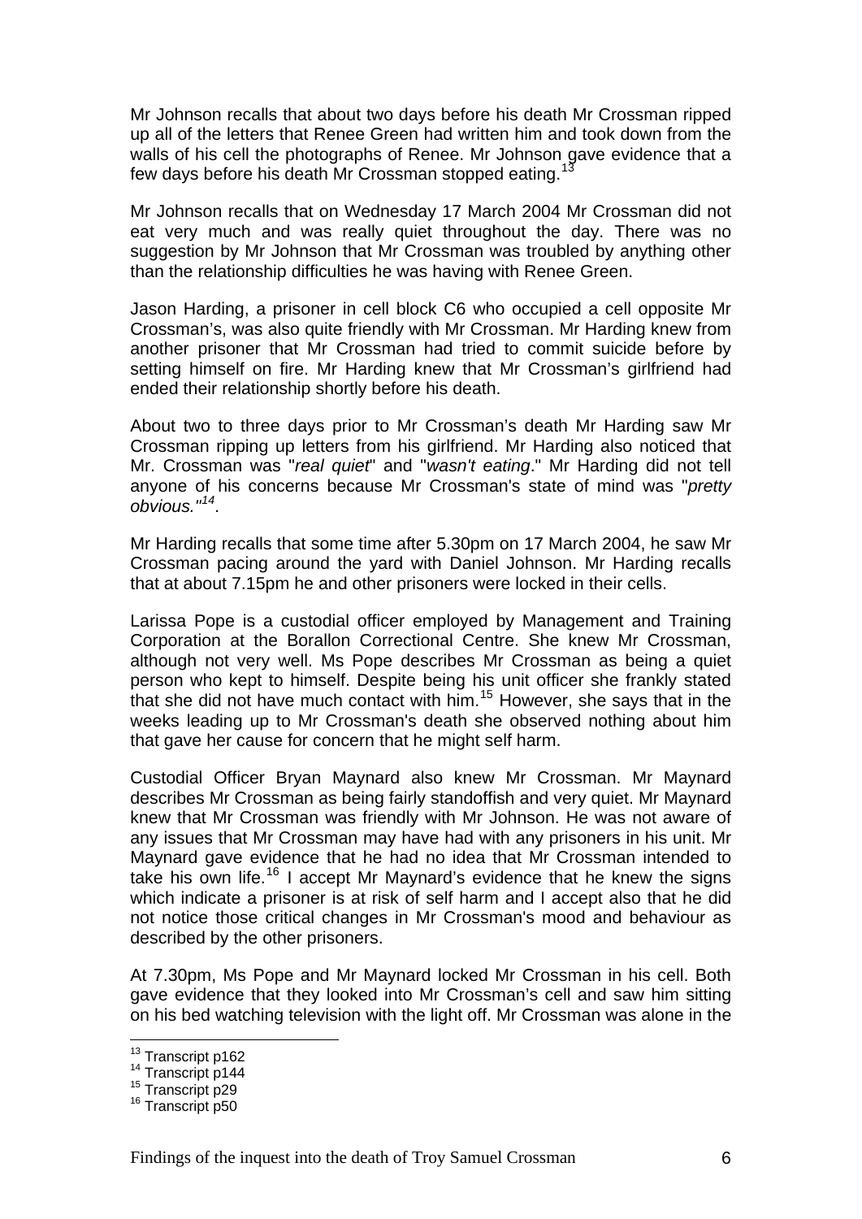Mr Johnson recalls that about two days before his death Mr Crossman ripped up all of the letters that Renee Green had written him and took down from the walls of his cell the photographs of Renee. Mr Johnson gave evidence that a few days before his death Mr Crossman stopped eating.[13]

Mr Johnson recalls that on Wednesday 17 March 2004 Mr Crossman did not eat very much and was really quiet throughout the day. There was no suggestion by Mr Johnson that Mr Crossman was troubled by anything other than the relationship difficulties he was having with Renee Green.

Jason Harding, a prisoner in cell block C6 who occupied a cell opposite Mr Crossman's, was also quite friendly with Mr Crossman. Mr Harding knew from another prisoner that Mr Crossman had tried to commit suicide before by setting himself on fire. Mr Harding knew that Mr Crossman's girlfriend had ended their relationship shortly before his death.

About two to three days prior to Mr Crossman's death Mr Harding saw Mr Crossman ripping up letters from his girlfriend. Mr Harding also noticed that Mr. Crossman was "*real quiet*" and "*wasn't eating*." Mr Harding did not tell anyone of his concerns because Mr Crossman's state of mind was "*pretty obvious.*"[14].

Mr Harding recalls that some time after 5.30pm on 17 March 2004, he saw Mr Crossman pacing around the yard with Daniel Johnson. Mr Harding recalls that at about 7.15pm he and other prisoners were locked in their cells.

Larissa Pope is a custodial officer employed by Management and Training Corporation at the Borallon Correctional Centre. She knew Mr Crossman, although not very well. Ms Pope describes Mr Crossman as being a quiet person who kept to himself. Despite being his unit officer she frankly stated that she did not have much contact with him.[15] However, she says that in the weeks leading up to Mr Crossman's death she observed nothing about him that gave her cause for concern that he might self harm.

Custodial Officer Bryan Maynard also knew Mr Crossman. Mr Maynard describes Mr Crossman as being fairly standoffish and very quiet. Mr Maynard knew that Mr Crossman was friendly with Mr Johnson. He was not aware of any issues that Mr Crossman may have had with any prisoners in his unit. Mr Maynard gave evidence that he had no idea that Mr Crossman intended to take his own life.[16] I accept Mr Maynard's evidence that he knew the signs which indicate a prisoner is at risk of self harm and I accept also that he did not notice those critical changes in Mr Crossman's mood and behaviour as described by the other prisoners.

At 7.30pm, Ms Pope and Mr Maynard locked Mr Crossman in his cell. Both gave evidence that they looked into Mr Crossman's cell and saw him sitting on his bed watching television with the light off. Mr Crossman was alone in the

---

[13] Transcript p162
[14] Transcript p144
[15] Transcript p29
[16] Transcript p50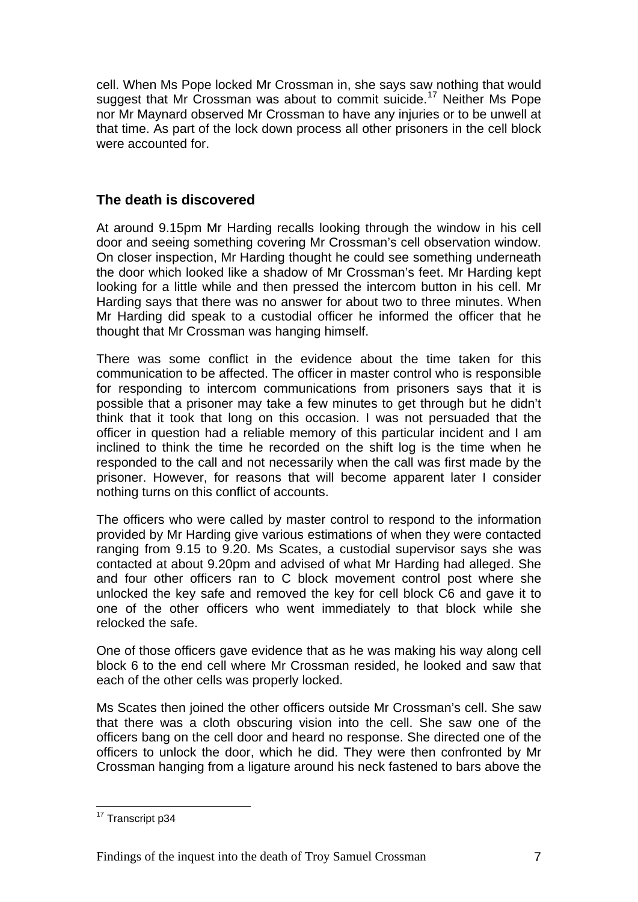cell. When Ms Pope locked Mr Crossman in, she says saw nothing that would suggest that Mr Crossman was about to commit suicide.[17] Neither Ms Pope nor Mr Maynard observed Mr Crossman to have any injuries or to be unwell at that time. As part of the lock down process all other prisoners in the cell block were accounted for.

## The death is discovered

At around 9.15pm Mr Harding recalls looking through the window in his cell door and seeing something covering Mr Crossman's cell observation window. On closer inspection, Mr Harding thought he could see something underneath the door which looked like a shadow of Mr Crossman's feet. Mr Harding kept looking for a little while and then pressed the intercom button in his cell. Mr Harding says that there was no answer for about two to three minutes. When Mr Harding did speak to a custodial officer he informed the officer that he thought that Mr Crossman was hanging himself.

There was some conflict in the evidence about the time taken for this communication to be affected. The officer in master control who is responsible for responding to intercom communications from prisoners says that it is possible that a prisoner may take a few minutes to get through but he didn't think that it took that long on this occasion. I was not persuaded that the officer in question had a reliable memory of this particular incident and I am inclined to think the time he recorded on the shift log is the time when he responded to the call and not necessarily when the call was first made by the prisoner. However, for reasons that will become apparent later I consider nothing turns on this conflict of accounts.

The officers who were called by master control to respond to the information provided by Mr Harding give various estimations of when they were contacted ranging from 9.15 to 9.20. Ms Scates, a custodial supervisor says she was contacted at about 9.20pm and advised of what Mr Harding had alleged. She and four other officers ran to C block movement control post where she unlocked the key safe and removed the key for cell block C6 and gave it to one of the other officers who went immediately to that block while she relocked the safe.

One of those officers gave evidence that as he was making his way along cell block 6 to the end cell where Mr Crossman resided, he looked and saw that each of the other cells was properly locked.

Ms Scates then joined the other officers outside Mr Crossman's cell. She saw that there was a cloth obscuring vision into the cell. She saw one of the officers bang on the cell door and heard no response. She directed one of the officers to unlock the door, which he did. They were then confronted by Mr Crossman hanging from a ligature around his neck fastened to bars above the

---

[17] Transcript p34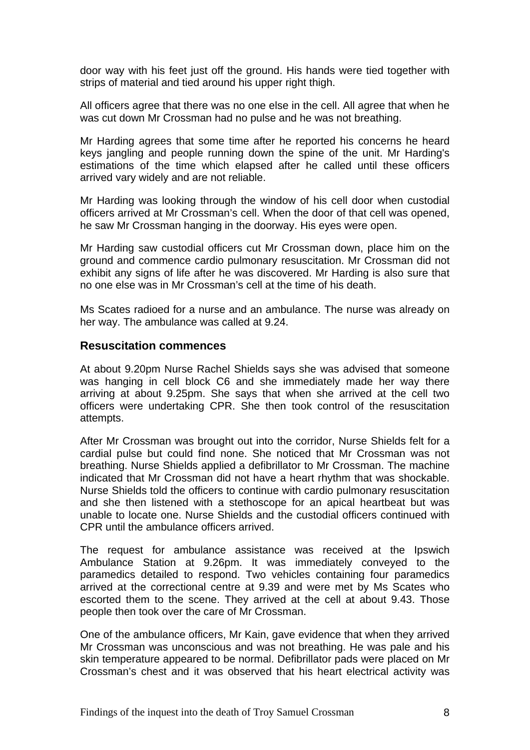door way with his feet just off the ground. His hands were tied together with strips of material and tied around his upper right thigh.

All officers agree that there was no one else in the cell. All agree that when he was cut down Mr Crossman had no pulse and he was not breathing.

Mr Harding agrees that some time after he reported his concerns he heard keys jangling and people running down the spine of the unit. Mr Harding's estimations of the time which elapsed after he called until these officers arrived vary widely and are not reliable.

Mr Harding was looking through the window of his cell door when custodial officers arrived at Mr Crossman's cell. When the door of that cell was opened, he saw Mr Crossman hanging in the doorway. His eyes were open.

Mr Harding saw custodial officers cut Mr Crossman down, place him on the ground and commence cardio pulmonary resuscitation. Mr Crossman did not exhibit any signs of life after he was discovered. Mr Harding is also sure that no one else was in Mr Crossman's cell at the time of his death.

Ms Scates radioed for a nurse and an ambulance. The nurse was already on her way. The ambulance was called at 9.24.

### Resuscitation commences

At about 9.20pm Nurse Rachel Shields says she was advised that someone was hanging in cell block C6 and she immediately made her way there arriving at about 9.25pm. She says that when she arrived at the cell two officers were undertaking CPR. She then took control of the resuscitation attempts.

After Mr Crossman was brought out into the corridor, Nurse Shields felt for a cardial pulse but could find none. She noticed that Mr Crossman was not breathing. Nurse Shields applied a defibrillator to Mr Crossman. The machine indicated that Mr Crossman did not have a heart rhythm that was shockable. Nurse Shields told the officers to continue with cardio pulmonary resuscitation and she then listened with a stethoscope for an apical heartbeat but was unable to locate one. Nurse Shields and the custodial officers continued with CPR until the ambulance officers arrived.

The request for ambulance assistance was received at the Ipswich Ambulance Station at 9.26pm. It was immediately conveyed to the paramedics detailed to respond. Two vehicles containing four paramedics arrived at the correctional centre at 9.39 and were met by Ms Scates who escorted them to the scene. They arrived at the cell at about 9.43. Those people then took over the care of Mr Crossman.

One of the ambulance officers, Mr Kain, gave evidence that when they arrived Mr Crossman was unconscious and was not breathing. He was pale and his skin temperature appeared to be normal. Defibrillator pads were placed on Mr Crossman's chest and it was observed that his heart electrical activity was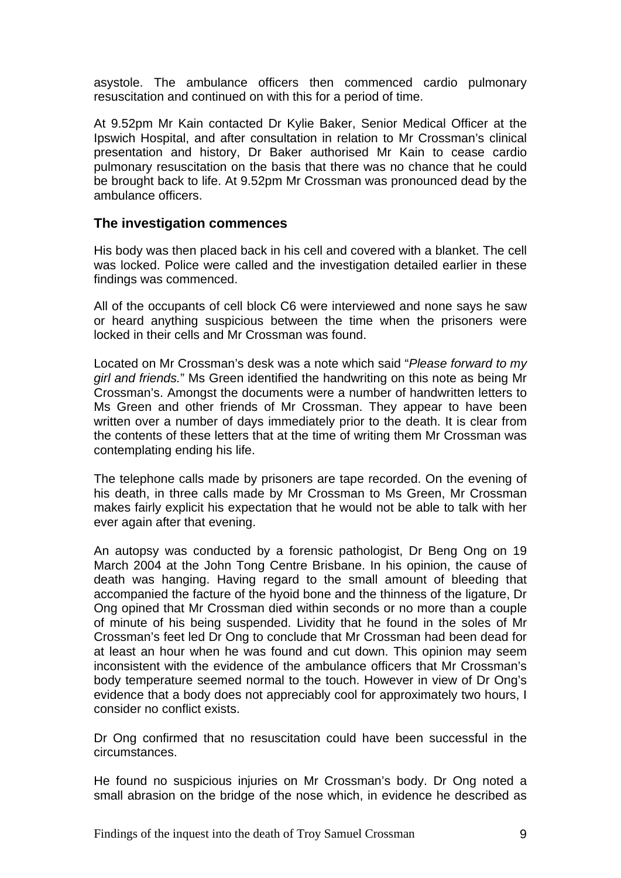asystole. The ambulance officers then commenced cardio pulmonary resuscitation and continued on with this for a period of time.

At 9.52pm Mr Kain contacted Dr Kylie Baker, Senior Medical Officer at the Ipswich Hospital, and after consultation in relation to Mr Crossman's clinical presentation and history, Dr Baker authorised Mr Kain to cease cardio pulmonary resuscitation on the basis that there was no chance that he could be brought back to life. At 9.52pm Mr Crossman was pronounced dead by the ambulance officers.

### The investigation commences

His body was then placed back in his cell and covered with a blanket. The cell was locked. Police were called and the investigation detailed earlier in these findings was commenced.

All of the occupants of cell block C6 were interviewed and none says he saw or heard anything suspicious between the time when the prisoners were locked in their cells and Mr Crossman was found.

Located on Mr Crossman's desk was a note which said "*Please forward to my girl and friends.*" Ms Green identified the handwriting on this note as being Mr Crossman's. Amongst the documents were a number of handwritten letters to Ms Green and other friends of Mr Crossman. They appear to have been written over a number of days immediately prior to the death. It is clear from the contents of these letters that at the time of writing them Mr Crossman was contemplating ending his life.

The telephone calls made by prisoners are tape recorded. On the evening of his death, in three calls made by Mr Crossman to Ms Green, Mr Crossman makes fairly explicit his expectation that he would not be able to talk with her ever again after that evening.

An autopsy was conducted by a forensic pathologist, Dr Beng Ong on 19 March 2004 at the John Tong Centre Brisbane. In his opinion, the cause of death was hanging. Having regard to the small amount of bleeding that accompanied the facture of the hyoid bone and the thinness of the ligature, Dr Ong opined that Mr Crossman died within seconds or no more than a couple of minute of his being suspended. Lividity that he found in the soles of Mr Crossman's feet led Dr Ong to conclude that Mr Crossman had been dead for at least an hour when he was found and cut down. This opinion may seem inconsistent with the evidence of the ambulance officers that Mr Crossman's body temperature seemed normal to the touch. However in view of Dr Ong's evidence that a body does not appreciably cool for approximately two hours, I consider no conflict exists.

Dr Ong confirmed that no resuscitation could have been successful in the circumstances.

He found no suspicious injuries on Mr Crossman's body. Dr Ong noted a small abrasion on the bridge of the nose which, in evidence he described as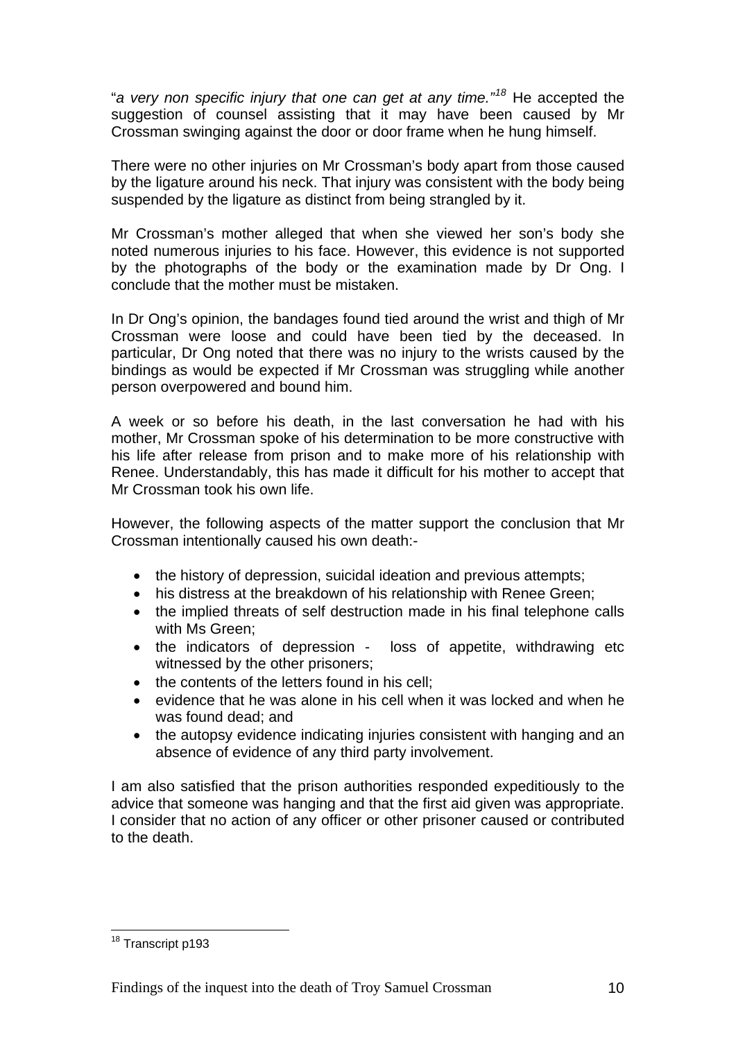"*a very non specific injury that one can get at any time.*"[18] He accepted the suggestion of counsel assisting that it may have been caused by Mr Crossman swinging against the door or door frame when he hung himself.

There were no other injuries on Mr Crossman's body apart from those caused by the ligature around his neck. That injury was consistent with the body being suspended by the ligature as distinct from being strangled by it.

Mr Crossman's mother alleged that when she viewed her son's body she noted numerous injuries to his face. However, this evidence is not supported by the photographs of the body or the examination made by Dr Ong. I conclude that the mother must be mistaken.

In Dr Ong's opinion, the bandages found tied around the wrist and thigh of Mr Crossman were loose and could have been tied by the deceased. In particular, Dr Ong noted that there was no injury to the wrists caused by the bindings as would be expected if Mr Crossman was struggling while another person overpowered and bound him.

A week or so before his death, in the last conversation he had with his mother, Mr Crossman spoke of his determination to be more constructive with his life after release from prison and to make more of his relationship with Renee. Understandably, this has made it difficult for his mother to accept that Mr Crossman took his own life.

However, the following aspects of the matter support the conclusion that Mr Crossman intentionally caused his own death:-

- the history of depression, suicidal ideation and previous attempts;
- his distress at the breakdown of his relationship with Renee Green;
- the implied threats of self destruction made in his final telephone calls with Ms Green;
- the indicators of depression - loss of appetite, withdrawing etc witnessed by the other prisoners;
- the contents of the letters found in his cell;
- evidence that he was alone in his cell when it was locked and when he was found dead; and
- the autopsy evidence indicating injuries consistent with hanging and an absence of evidence of any third party involvement.

I am also satisfied that the prison authorities responded expeditiously to the advice that someone was hanging and that the first aid given was appropriate. I consider that no action of any officer or other prisoner caused or contributed to the death.

---

[18] Transcript p193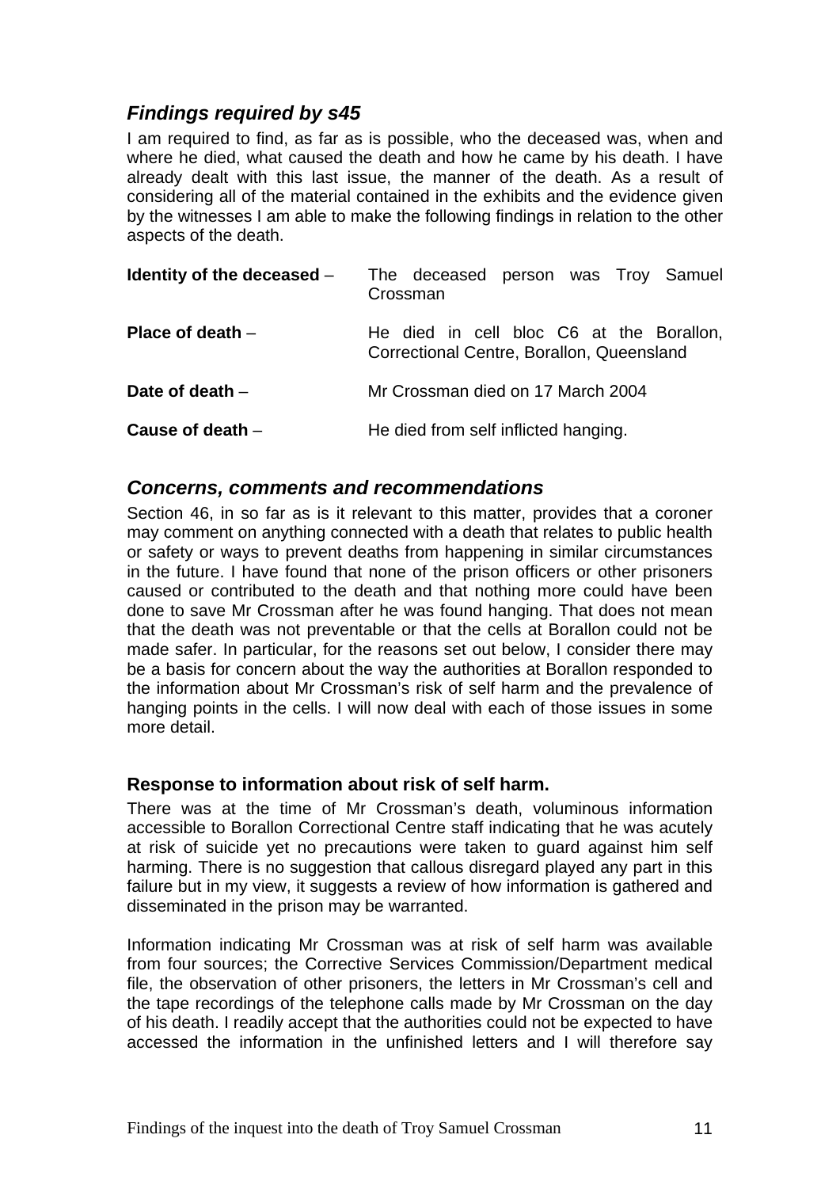## *Findings required by s45*

I am required to find, as far as is possible, who the deceased was, when and where he died, what caused the death and how he came by his death. I have already dealt with this last issue, the manner of the death. As a result of considering all of the material contained in the exhibits and the evidence given by the witnesses I am able to make the following findings in relation to the other aspects of the death.

| | |
|---|---|
| **Identity of the deceased** – | The deceased person was Troy Samuel Crossman |
| **Place of death** – | He died in cell bloc C6 at the Borallon, Correctional Centre, Borallon, Queensland |
| **Date of death** – | Mr Crossman died on 17 March 2004 |
| **Cause of death** – | He died from self inflicted hanging. |

## *Concerns, comments and recommendations*

Section 46, in so far as is it relevant to this matter, provides that a coroner may comment on anything connected with a death that relates to public health or safety or ways to prevent deaths from happening in similar circumstances in the future. I have found that none of the prison officers or other prisoners caused or contributed to the death and that nothing more could have been done to save Mr Crossman after he was found hanging. That does not mean that the death was not preventable or that the cells at Borallon could not be made safer. In particular, for the reasons set out below, I consider there may be a basis for concern about the way the authorities at Borallon responded to the information about Mr Crossman's risk of self harm and the prevalence of hanging points in the cells. I will now deal with each of those issues in some more detail.

### **Response to information about risk of self harm.**

There was at the time of Mr Crossman's death, voluminous information accessible to Borallon Correctional Centre staff indicating that he was acutely at risk of suicide yet no precautions were taken to guard against him self harming. There is no suggestion that callous disregard played any part in this failure but in my view, it suggests a review of how information is gathered and disseminated in the prison may be warranted.

Information indicating Mr Crossman was at risk of self harm was available from four sources; the Corrective Services Commission/Department medical file, the observation of other prisoners, the letters in Mr Crossman's cell and the tape recordings of the telephone calls made by Mr Crossman on the day of his death. I readily accept that the authorities could not be expected to have accessed the information in the unfinished letters and I will therefore say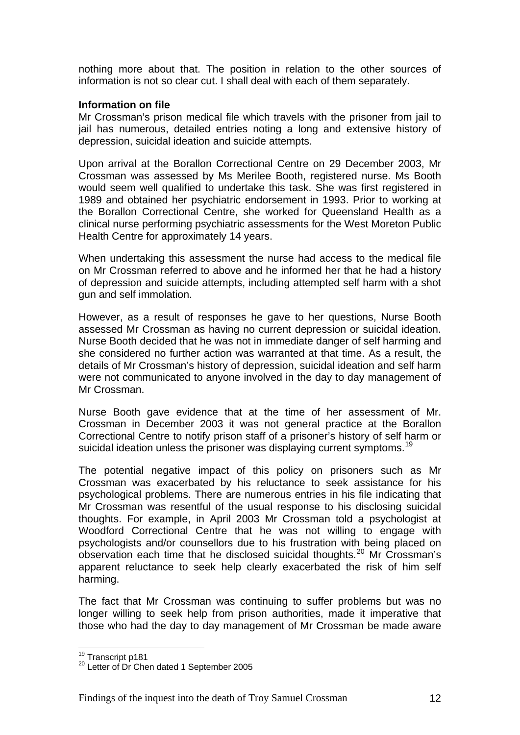nothing more about that. The position in relation to the other sources of information is not so clear cut. I shall deal with each of them separately.

**Information on file**

Mr Crossman's prison medical file which travels with the prisoner from jail to jail has numerous, detailed entries noting a long and extensive history of depression, suicidal ideation and suicide attempts.

Upon arrival at the Borallon Correctional Centre on 29 December 2003, Mr Crossman was assessed by Ms Merilee Booth, registered nurse. Ms Booth would seem well qualified to undertake this task. She was first registered in 1989 and obtained her psychiatric endorsement in 1993. Prior to working at the Borallon Correctional Centre, she worked for Queensland Health as a clinical nurse performing psychiatric assessments for the West Moreton Public Health Centre for approximately 14 years.

When undertaking this assessment the nurse had access to the medical file on Mr Crossman referred to above and he informed her that he had a history of depression and suicide attempts, including attempted self harm with a shot gun and self immolation.

However, as a result of responses he gave to her questions, Nurse Booth assessed Mr Crossman as having no current depression or suicidal ideation. Nurse Booth decided that he was not in immediate danger of self harming and she considered no further action was warranted at that time. As a result, the details of Mr Crossman's history of depression, suicidal ideation and self harm were not communicated to anyone involved in the day to day management of Mr Crossman.

Nurse Booth gave evidence that at the time of her assessment of Mr. Crossman in December 2003 it was not general practice at the Borallon Correctional Centre to notify prison staff of a prisoner's history of self harm or suicidal ideation unless the prisoner was displaying current symptoms.[19]

The potential negative impact of this policy on prisoners such as Mr Crossman was exacerbated by his reluctance to seek assistance for his psychological problems. There are numerous entries in his file indicating that Mr Crossman was resentful of the usual response to his disclosing suicidal thoughts. For example, in April 2003 Mr Crossman told a psychologist at Woodford Correctional Centre that he was not willing to engage with psychologists and/or counsellors due to his frustration with being placed on observation each time that he disclosed suicidal thoughts.[20] Mr Crossman's apparent reluctance to seek help clearly exacerbated the risk of him self harming.

The fact that Mr Crossman was continuing to suffer problems but was no longer willing to seek help from prison authorities, made it imperative that those who had the day to day management of Mr Crossman be made aware

---

[19] Transcript p181

[20] Letter of Dr Chen dated 1 September 2005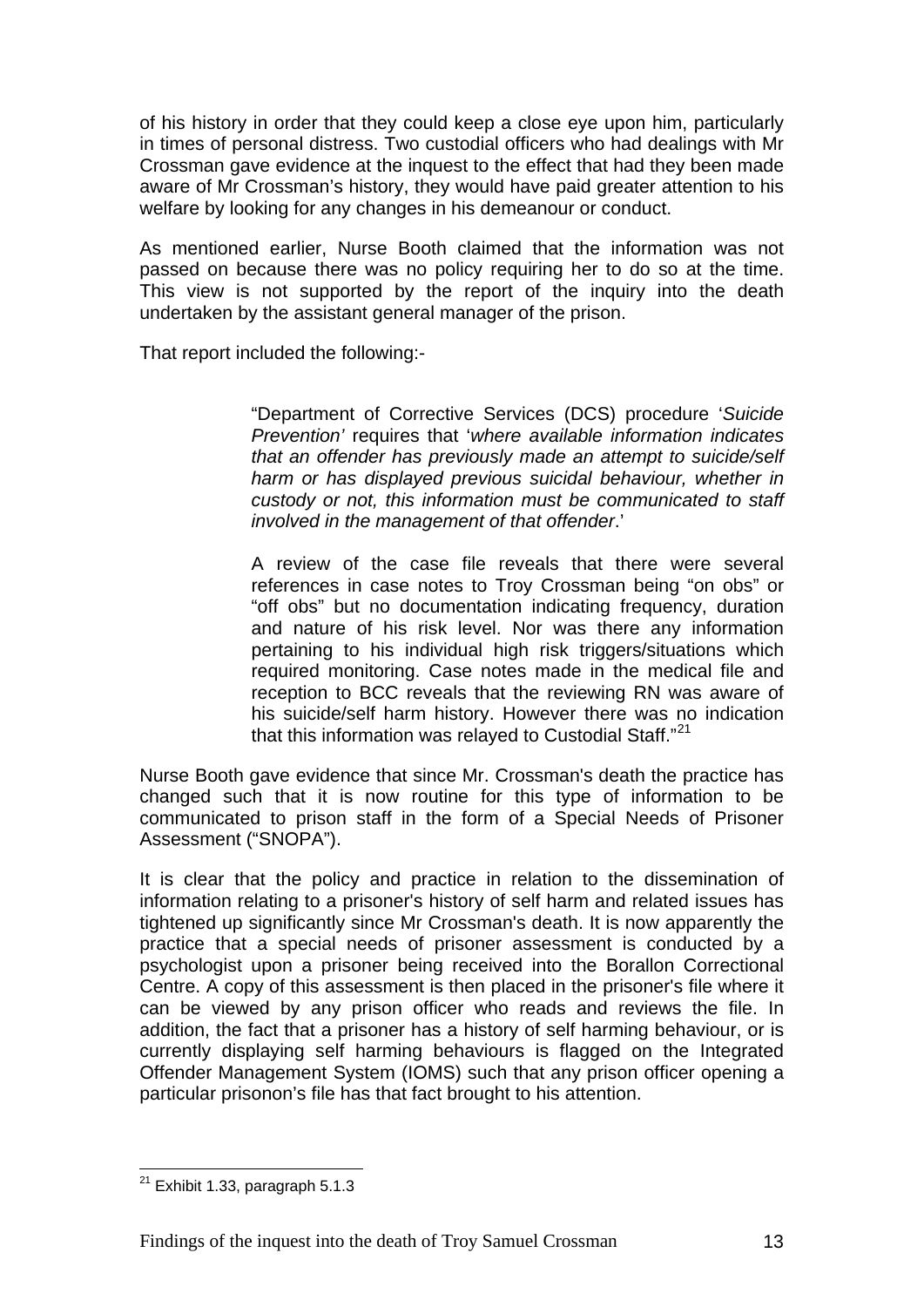of his history in order that they could keep a close eye upon him, particularly in times of personal distress. Two custodial officers who had dealings with Mr Crossman gave evidence at the inquest to the effect that had they been made aware of Mr Crossman's history, they would have paid greater attention to his welfare by looking for any changes in his demeanour or conduct.

As mentioned earlier, Nurse Booth claimed that the information was not passed on because there was no policy requiring her to do so at the time. This view is not supported by the report of the inquiry into the death undertaken by the assistant general manager of the prison.

That report included the following:-

> "Department of Corrective Services (DCS) procedure '*Suicide Prevention'* requires that '*where available information indicates that an offender has previously made an attempt to suicide/self harm or has displayed previous suicidal behaviour, whether in custody or not, this information must be communicated to staff involved in the management of that offender*.'
>
> A review of the case file reveals that there were several references in case notes to Troy Crossman being "on obs" or "off obs" but no documentation indicating frequency, duration and nature of his risk level. Nor was there any information pertaining to his individual high risk triggers/situations which required monitoring. Case notes made in the medical file and reception to BCC reveals that the reviewing RN was aware of his suicide/self harm history. However there was no indication that this information was relayed to Custodial Staff."[21]

Nurse Booth gave evidence that since Mr. Crossman's death the practice has changed such that it is now routine for this type of information to be communicated to prison staff in the form of a Special Needs of Prisoner Assessment ("SNOPA").

It is clear that the policy and practice in relation to the dissemination of information relating to a prisoner's history of self harm and related issues has tightened up significantly since Mr Crossman's death. It is now apparently the practice that a special needs of prisoner assessment is conducted by a psychologist upon a prisoner being received into the Borallon Correctional Centre. A copy of this assessment is then placed in the prisoner's file where it can be viewed by any prison officer who reads and reviews the file. In addition, the fact that a prisoner has a history of self harming behaviour, or is currently displaying self harming behaviours is flagged on the Integrated Offender Management System (IOMS) such that any prison officer opening a particular prisonon's file has that fact brought to his attention.

---

[21] Exhibit 1.33, paragraph 5.1.3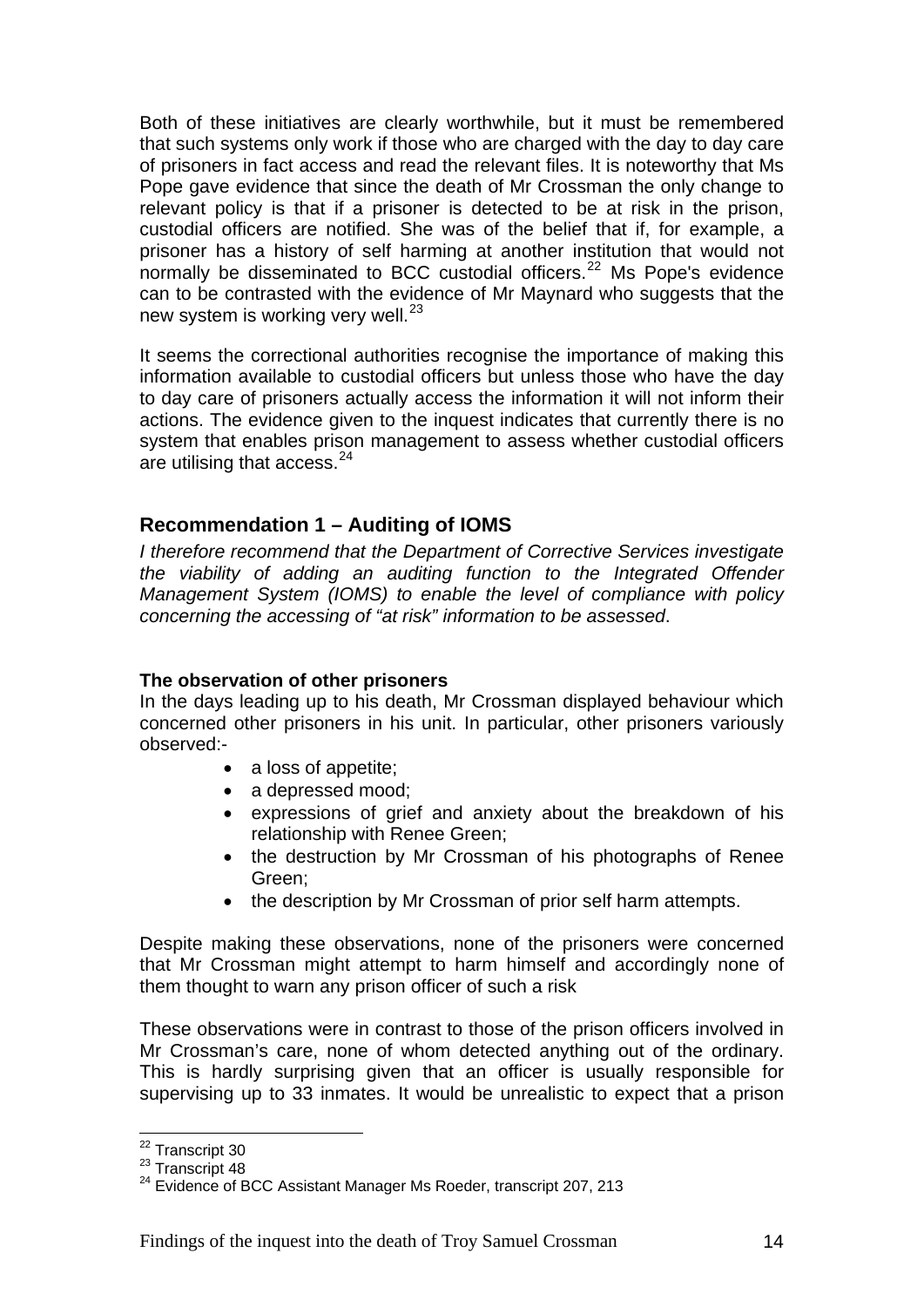Both of these initiatives are clearly worthwhile, but it must be remembered that such systems only work if those who are charged with the day to day care of prisoners in fact access and read the relevant files. It is noteworthy that Ms Pope gave evidence that since the death of Mr Crossman the only change to relevant policy is that if a prisoner is detected to be at risk in the prison, custodial officers are notified. She was of the belief that if, for example, a prisoner has a history of self harming at another institution that would not normally be disseminated to BCC custodial officers.[22] Ms Pope's evidence can to be contrasted with the evidence of Mr Maynard who suggests that the new system is working very well.[23]

It seems the correctional authorities recognise the importance of making this information available to custodial officers but unless those who have the day to day care of prisoners actually access the information it will not inform their actions. The evidence given to the inquest indicates that currently there is no system that enables prison management to assess whether custodial officers are utilising that access.[24]

### Recommendation 1 – Auditing of IOMS

*I therefore recommend that the Department of Corrective Services investigate the viability of adding an auditing function to the Integrated Offender Management System (IOMS) to enable the level of compliance with policy concerning the accessing of "at risk" information to be assessed*.

**The observation of other prisoners**

In the days leading up to his death, Mr Crossman displayed behaviour which concerned other prisoners in his unit. In particular, other prisoners variously observed:-

- a loss of appetite;
- a depressed mood;
- expressions of grief and anxiety about the breakdown of his relationship with Renee Green;
- the destruction by Mr Crossman of his photographs of Renee Green;
- the description by Mr Crossman of prior self harm attempts.

Despite making these observations, none of the prisoners were concerned that Mr Crossman might attempt to harm himself and accordingly none of them thought to warn any prison officer of such a risk

These observations were in contrast to those of the prison officers involved in Mr Crossman's care, none of whom detected anything out of the ordinary. This is hardly surprising given that an officer is usually responsible for supervising up to 33 inmates. It would be unrealistic to expect that a prison

[22] Transcript 30
[23] Transcript 48
[24] Evidence of BCC Assistant Manager Ms Roeder, transcript 207, 213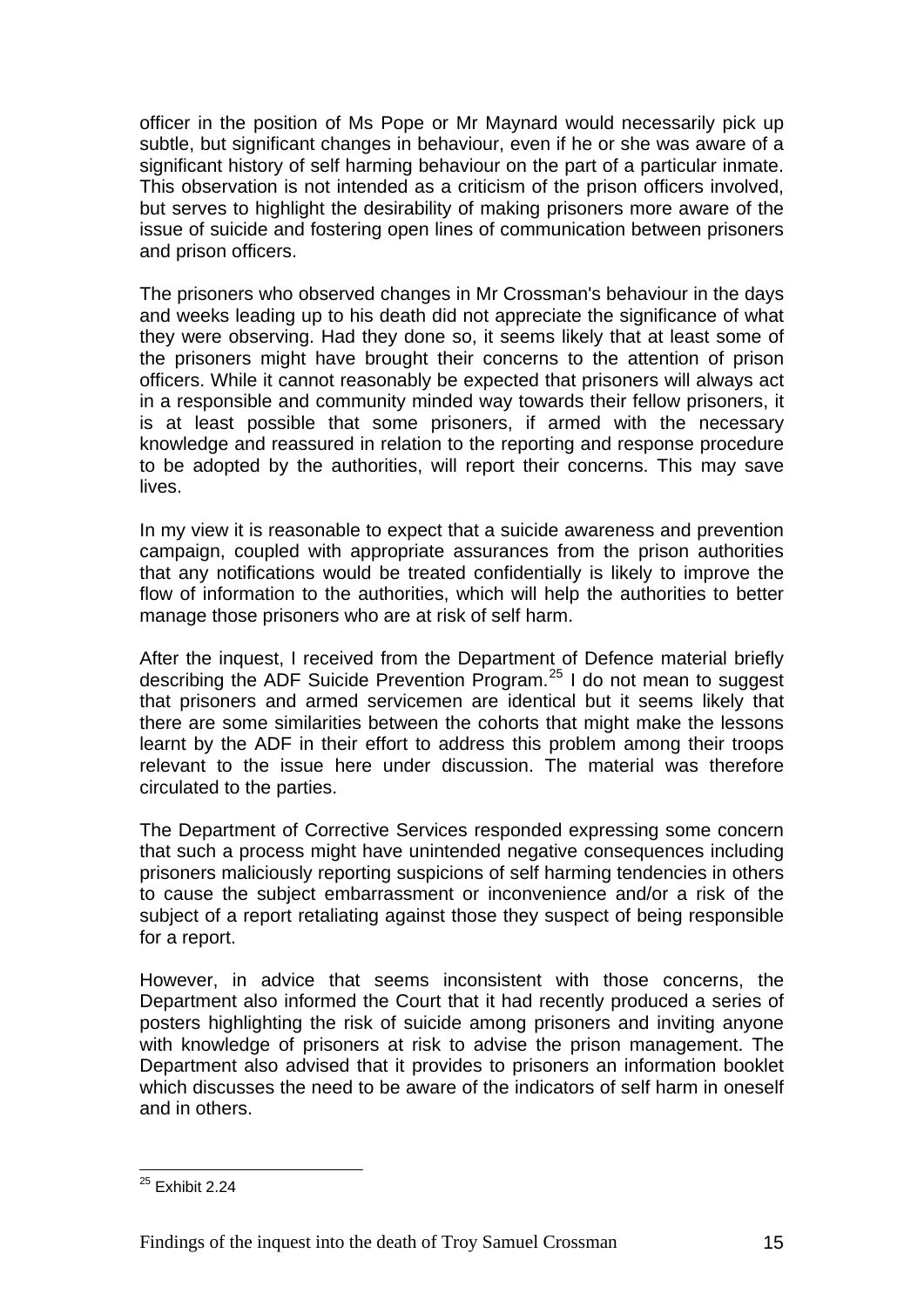officer in the position of Ms Pope or Mr Maynard would necessarily pick up subtle, but significant changes in behaviour, even if he or she was aware of a significant history of self harming behaviour on the part of a particular inmate. This observation is not intended as a criticism of the prison officers involved, but serves to highlight the desirability of making prisoners more aware of the issue of suicide and fostering open lines of communication between prisoners and prison officers.

The prisoners who observed changes in Mr Crossman's behaviour in the days and weeks leading up to his death did not appreciate the significance of what they were observing. Had they done so, it seems likely that at least some of the prisoners might have brought their concerns to the attention of prison officers. While it cannot reasonably be expected that prisoners will always act in a responsible and community minded way towards their fellow prisoners, it is at least possible that some prisoners, if armed with the necessary knowledge and reassured in relation to the reporting and response procedure to be adopted by the authorities, will report their concerns. This may save lives.

In my view it is reasonable to expect that a suicide awareness and prevention campaign, coupled with appropriate assurances from the prison authorities that any notifications would be treated confidentially is likely to improve the flow of information to the authorities, which will help the authorities to better manage those prisoners who are at risk of self harm.

After the inquest, I received from the Department of Defence material briefly describing the ADF Suicide Prevention Program.[25] I do not mean to suggest that prisoners and armed servicemen are identical but it seems likely that there are some similarities between the cohorts that might make the lessons learnt by the ADF in their effort to address this problem among their troops relevant to the issue here under discussion. The material was therefore circulated to the parties.

The Department of Corrective Services responded expressing some concern that such a process might have unintended negative consequences including prisoners maliciously reporting suspicions of self harming tendencies in others to cause the subject embarrassment or inconvenience and/or a risk of the subject of a report retaliating against those they suspect of being responsible for a report.

However, in advice that seems inconsistent with those concerns, the Department also informed the Court that it had recently produced a series of posters highlighting the risk of suicide among prisoners and inviting anyone with knowledge of prisoners at risk to advise the prison management. The Department also advised that it provides to prisoners an information booklet which discusses the need to be aware of the indicators of self harm in oneself and in others.

---

[25] Exhibit 2.24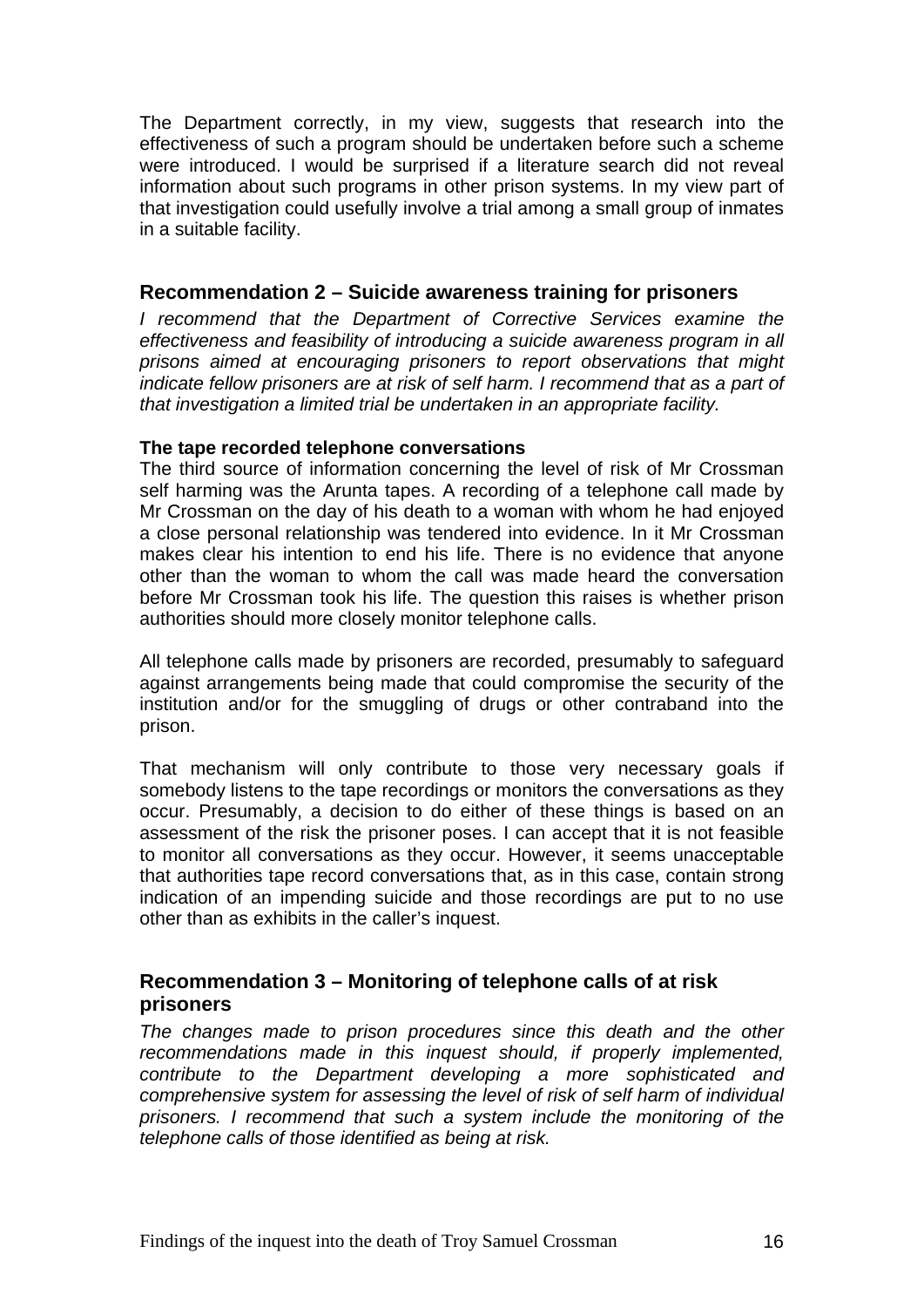The Department correctly, in my view, suggests that research into the effectiveness of such a program should be undertaken before such a scheme were introduced. I would be surprised if a literature search did not reveal information about such programs in other prison systems. In my view part of that investigation could usefully involve a trial among a small group of inmates in a suitable facility.

### Recommendation 2 – Suicide awareness training for prisoners

*I recommend that the Department of Corrective Services examine the effectiveness and feasibility of introducing a suicide awareness program in all prisons aimed at encouraging prisoners to report observations that might indicate fellow prisoners are at risk of self harm. I recommend that as a part of that investigation a limited trial be undertaken in an appropriate facility.*

**The tape recorded telephone conversations**

The third source of information concerning the level of risk of Mr Crossman self harming was the Arunta tapes. A recording of a telephone call made by Mr Crossman on the day of his death to a woman with whom he had enjoyed a close personal relationship was tendered into evidence. In it Mr Crossman makes clear his intention to end his life. There is no evidence that anyone other than the woman to whom the call was made heard the conversation before Mr Crossman took his life. The question this raises is whether prison authorities should more closely monitor telephone calls.

All telephone calls made by prisoners are recorded, presumably to safeguard against arrangements being made that could compromise the security of the institution and/or for the smuggling of drugs or other contraband into the prison.

That mechanism will only contribute to those very necessary goals if somebody listens to the tape recordings or monitors the conversations as they occur. Presumably, a decision to do either of these things is based on an assessment of the risk the prisoner poses. I can accept that it is not feasible to monitor all conversations as they occur. However, it seems unacceptable that authorities tape record conversations that, as in this case, contain strong indication of an impending suicide and those recordings are put to no use other than as exhibits in the caller's inquest.

### Recommendation 3 – Monitoring of telephone calls of at risk prisoners

*The changes made to prison procedures since this death and the other recommendations made in this inquest should, if properly implemented, contribute to the Department developing a more sophisticated and comprehensive system for assessing the level of risk of self harm of individual prisoners. I recommend that such a system include the monitoring of the telephone calls of those identified as being at risk.*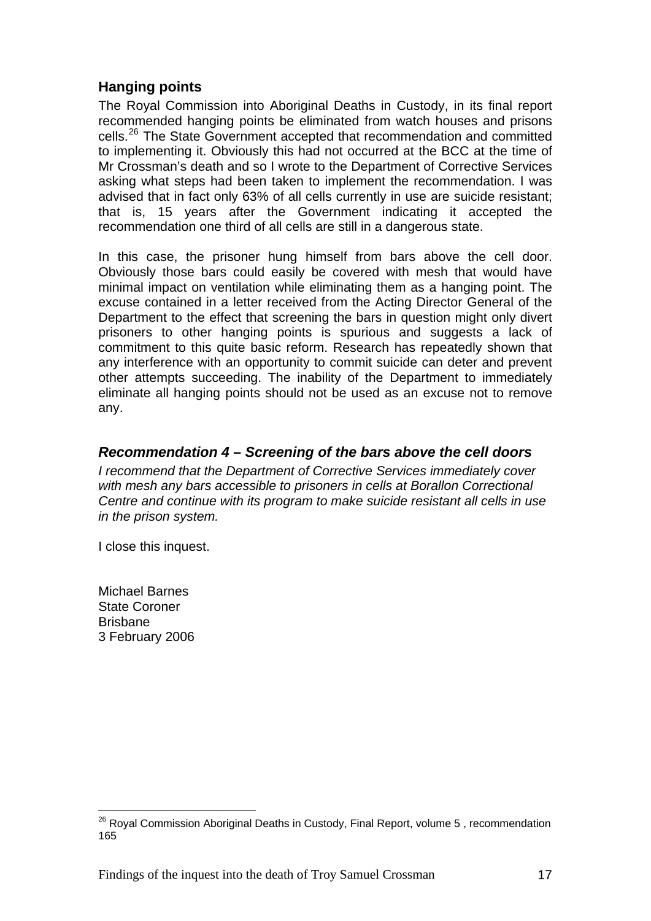## Hanging points

The Royal Commission into Aboriginal Deaths in Custody, in its final report recommended hanging points be eliminated from watch houses and prisons cells.[26] The State Government accepted that recommendation and committed to implementing it. Obviously this had not occurred at the BCC at the time of Mr Crossman's death and so I wrote to the Department of Corrective Services asking what steps had been taken to implement the recommendation. I was advised that in fact only 63% of all cells currently in use are suicide resistant; that is, 15 years after the Government indicating it accepted the recommendation one third of all cells are still in a dangerous state.

In this case, the prisoner hung himself from bars above the cell door. Obviously those bars could easily be covered with mesh that would have minimal impact on ventilation while eliminating them as a hanging point. The excuse contained in a letter received from the Acting Director General of the Department to the effect that screening the bars in question might only divert prisoners to other hanging points is spurious and suggests a lack of commitment to this quite basic reform. Research has repeatedly shown that any interference with an opportunity to commit suicide can deter and prevent other attempts succeeding. The inability of the Department to immediately eliminate all hanging points should not be used as an excuse not to remove any.

### *Recommendation 4 – Screening of the bars above the cell doors*

*I recommend that the Department of Corrective Services immediately cover with mesh any bars accessible to prisoners in cells at Borallon Correctional Centre and continue with its program to make suicide resistant all cells in use in the prison system.*

I close this inquest.

Michael Barnes
State Coroner
Brisbane
3 February 2006

---

[26] Royal Commission Aboriginal Deaths in Custody, Final Report, volume 5 , recommendation 165